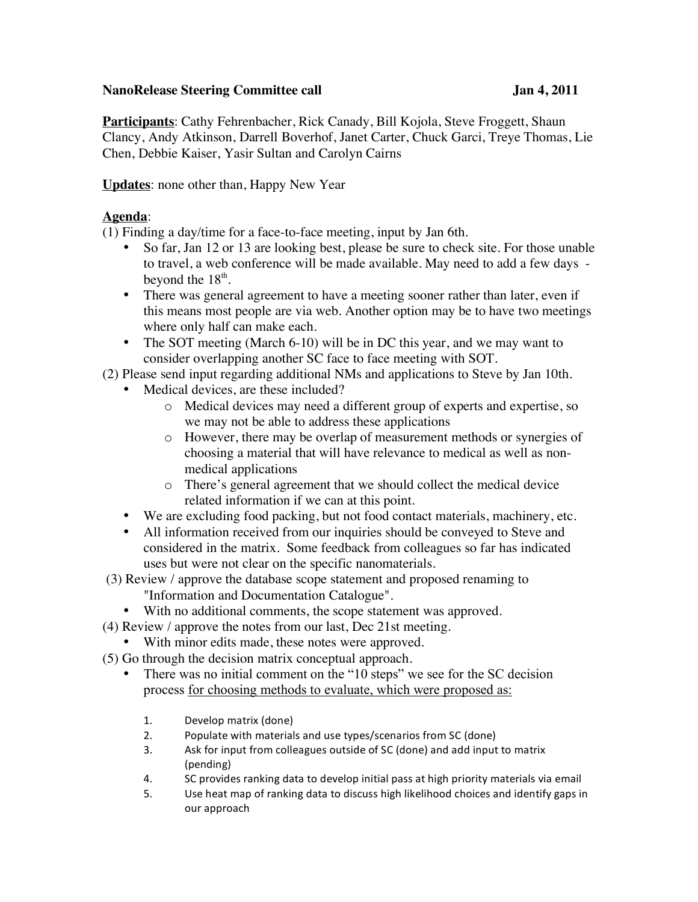**NanoRelease Steering Committee call** **Jan 4, 2011**

**<u>Participants</u>**: Cathy Fehrenbacher, Rick Canady, Bill Kojola, Steve Froggett, Shaun Clancy, Andy Atkinson, Darrell Boverhof, Janet Carter, Chuck Garci, Treye Thomas, Lie Chen, Debbie Kaiser, Yasir Sultan and Carolyn Cairns

**<u>Updates</u>**: none other than, Happy New Year

**<u>Agenda</u>**:

(1) Finding a day/time for a face-to-face meeting, input by Jan 6th.

- So far, Jan 12 or 13 are looking best, please be sure to check site. For those unable to travel, a web conference will be made available. May need to add a few days - beyond the 18th.
- There was general agreement to have a meeting sooner rather than later, even if this means most people are via web. Another option may be to have two meetings where only half can make each.
- The SOT meeting (March 6-10) will be in DC this year, and we may want to consider overlapping another SC face to face meeting with SOT.

(2) Please send input regarding additional NMs and applications to Steve by Jan 10th.

- Medical devices, are these included?
  - Medical devices may need a different group of experts and expertise, so we may not be able to address these applications
  - However, there may be overlap of measurement methods or synergies of choosing a material that will have relevance to medical as well as non-medical applications
  - There's general agreement that we should collect the medical device related information if we can at this point.
- We are excluding food packing, but not food contact materials, machinery, etc.
- All information received from our inquiries should be conveyed to Steve and considered in the matrix. Some feedback from colleagues so far has indicated uses but were not clear on the specific nanomaterials.

(3) Review / approve the database scope statement and proposed renaming to "Information and Documentation Catalogue".

- With no additional comments, the scope statement was approved.

(4) Review / approve the notes from our last, Dec 21st meeting.

- With minor edits made, these notes were approved.

(5) Go through the decision matrix conceptual approach.

- There was no initial comment on the "10 steps" we see for the SC decision process <u>for choosing methods to evaluate, which were proposed as:</u>

  1. Develop matrix (done)
  2. Populate with materials and use types/scenarios from SC (done)
  3. Ask for input from colleagues outside of SC (done) and add input to matrix (pending)
  4. SC provides ranking data to develop initial pass at high priority materials via email
  5. Use heat map of ranking data to discuss high likelihood choices and identify gaps in our approach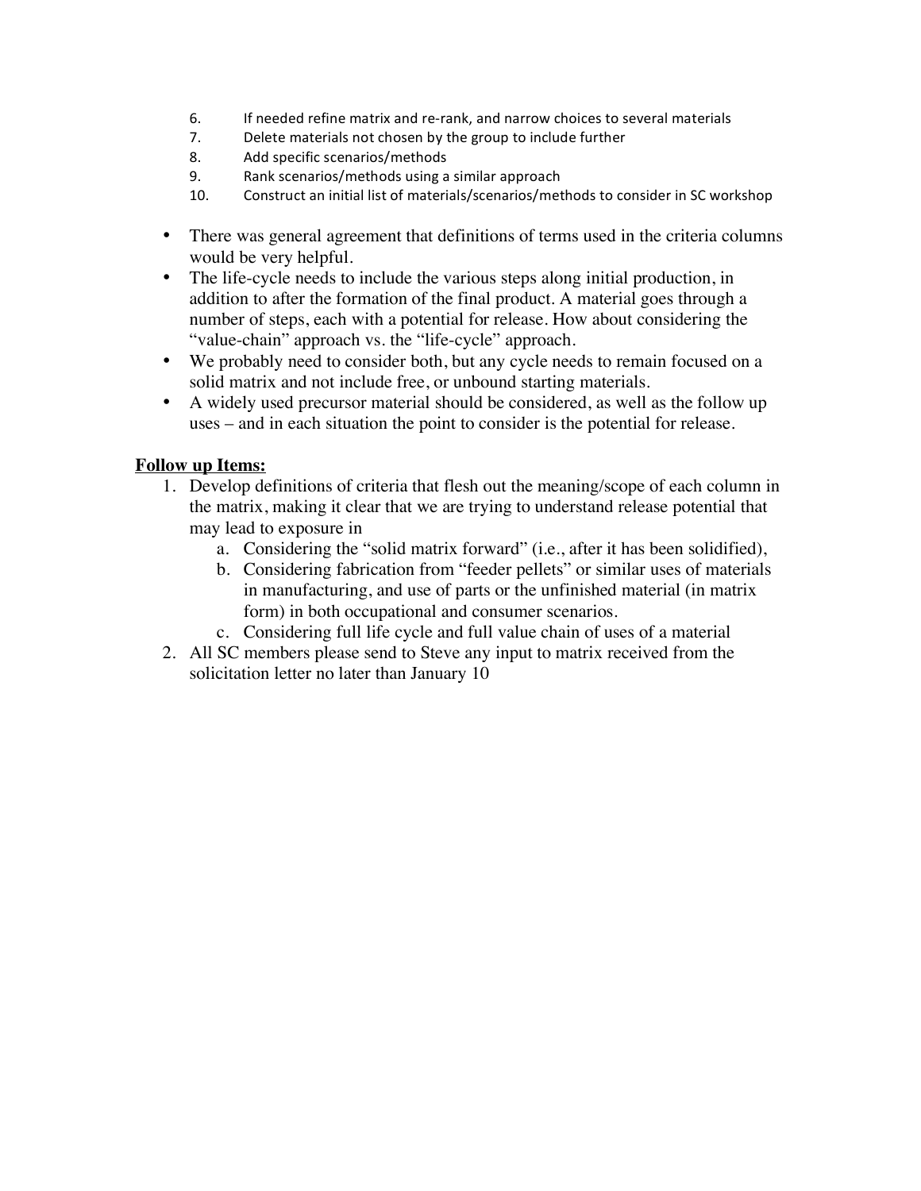6. If needed refine matrix and re-rank, and narrow choices to several materials
7. Delete materials not chosen by the group to include further
8. Add specific scenarios/methods
9. Rank scenarios/methods using a similar approach
10. Construct an initial list of materials/scenarios/methods to consider in SC workshop

- There was general agreement that definitions of terms used in the criteria columns would be very helpful.
- The life-cycle needs to include the various steps along initial production, in addition to after the formation of the final product. A material goes through a number of steps, each with a potential for release. How about considering the "value-chain" approach vs. the "life-cycle" approach.
- We probably need to consider both, but any cycle needs to remain focused on a solid matrix and not include free, or unbound starting materials.
- A widely used precursor material should be considered, as well as the follow up uses – and in each situation the point to consider is the potential for release.

**Follow up Items:**

1. Develop definitions of criteria that flesh out the meaning/scope of each column in the matrix, making it clear that we are trying to understand release potential that may lead to exposure in
   a. Considering the "solid matrix forward" (i.e., after it has been solidified),
   b. Considering fabrication from "feeder pellets" or similar uses of materials in manufacturing, and use of parts or the unfinished material (in matrix form) in both occupational and consumer scenarios.
   c. Considering full life cycle and full value chain of uses of a material
2. All SC members please send to Steve any input to matrix received from the solicitation letter no later than January 10